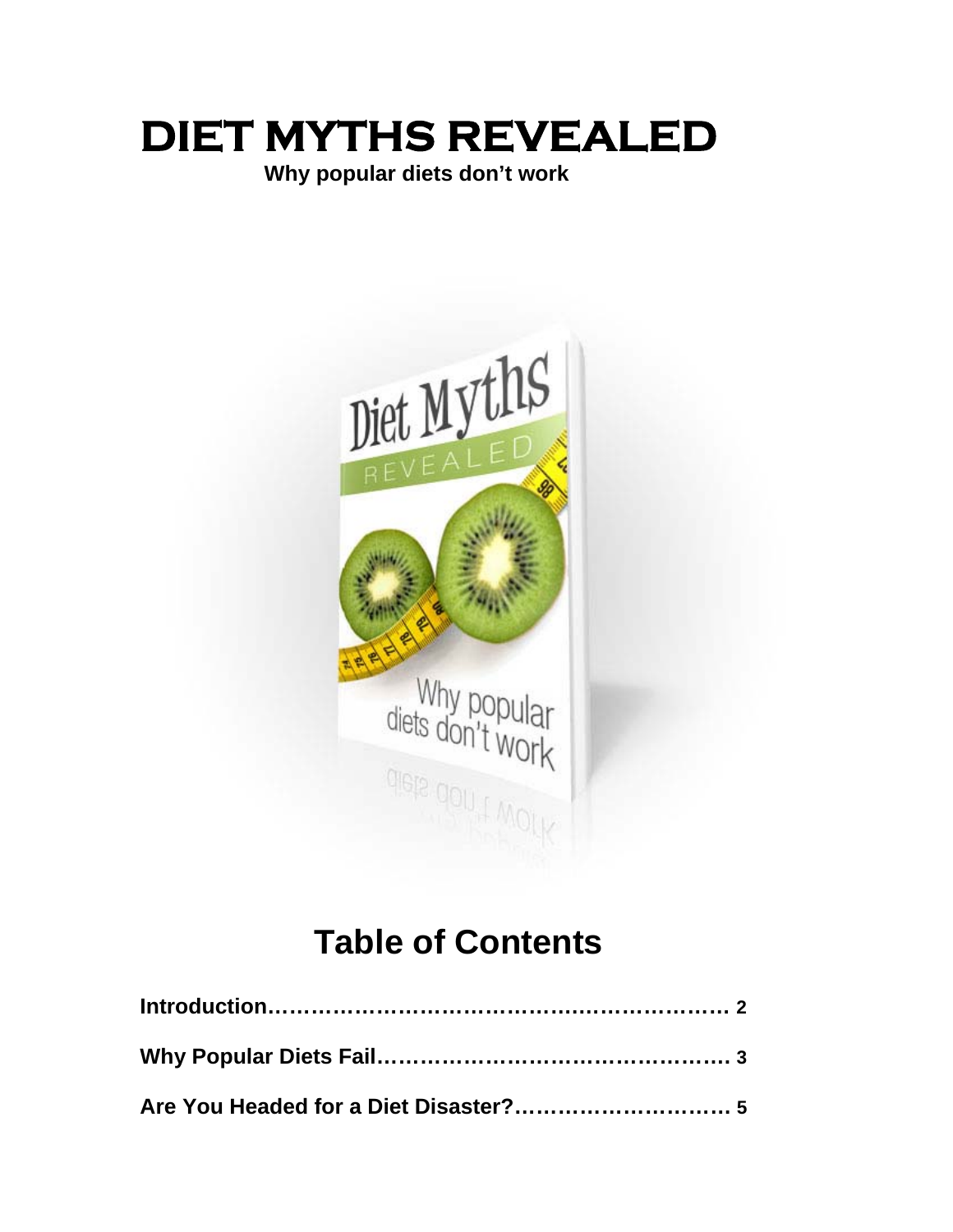# DIET MYTHS REVEALED

**Why popular diets don't work**

## Table of Contents

**Introduction……………………………………………………… 2**

**Why Popular Diets Fail………………………………………… 3**

**Are You Headed for a Diet Disaster?………………………… 5**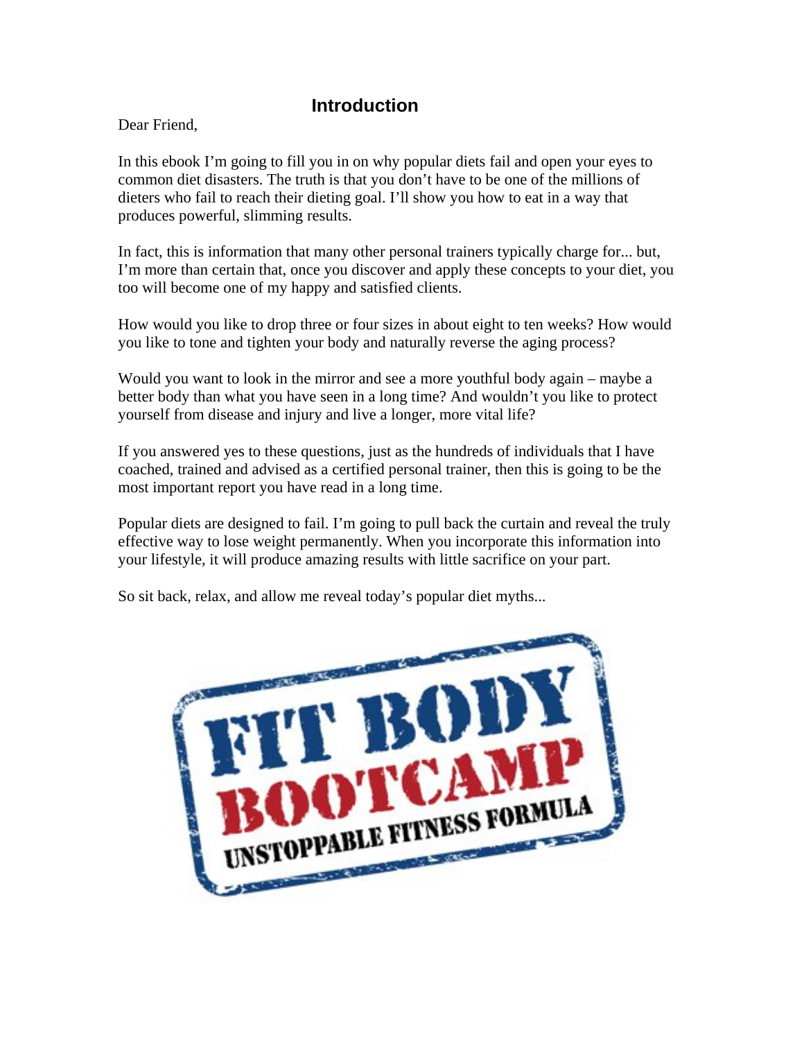## Introduction

Dear Friend,

In this ebook I'm going to fill you in on why popular diets fail and open your eyes to common diet disasters. The truth is that you don't have to be one of the millions of dieters who fail to reach their dieting goal. I'll show you how to eat in a way that produces powerful, slimming results.

In fact, this is information that many other personal trainers typically charge for... but, I'm more than certain that, once you discover and apply these concepts to your diet, you too will become one of my happy and satisfied clients.

How would you like to drop three or four sizes in about eight to ten weeks? How would you like to tone and tighten your body and naturally reverse the aging process?

Would you want to look in the mirror and see a more youthful body again – maybe a better body than what you have seen in a long time? And wouldn't you like to protect yourself from disease and injury and live a longer, more vital life?

If you answered yes to these questions, just as the hundreds of individuals that I have coached, trained and advised as a certified personal trainer, then this is going to be the most important report you have read in a long time.

Popular diets are designed to fail. I'm going to pull back the curtain and reveal the truly effective way to lose weight permanently. When you incorporate this information into your lifestyle, it will produce amazing results with little sacrifice on your part.

So sit back, relax, and allow me reveal today's popular diet myths...

FIT BODY BOOTCAMP

UNSTOPPABLE FITNESS FORMULA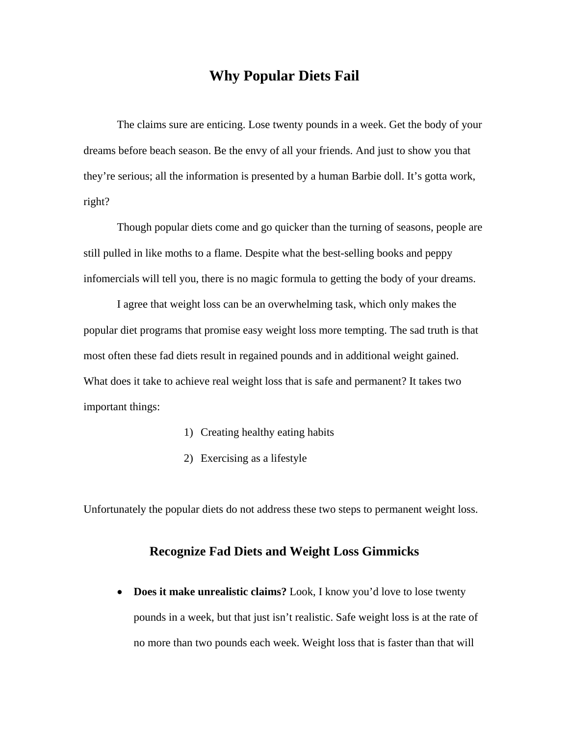# Why Popular Diets Fail

The claims sure are enticing. Lose twenty pounds in a week. Get the body of your dreams before beach season. Be the envy of all your friends. And just to show you that they're serious; all the information is presented by a human Barbie doll. It's gotta work, right?

Though popular diets come and go quicker than the turning of seasons, people are still pulled in like moths to a flame. Despite what the best-selling books and peppy infomercials will tell you, there is no magic formula to getting the body of your dreams.

I agree that weight loss can be an overwhelming task, which only makes the popular diet programs that promise easy weight loss more tempting. The sad truth is that most often these fad diets result in regained pounds and in additional weight gained. What does it take to achieve real weight loss that is safe and permanent? It takes two important things:

1) Creating healthy eating habits
2) Exercising as a lifestyle

Unfortunately the popular diets do not address these two steps to permanent weight loss.

## Recognize Fad Diets and Weight Loss Gimmicks

- **Does it make unrealistic claims?** Look, I know you'd love to lose twenty pounds in a week, but that just isn't realistic. Safe weight loss is at the rate of no more than two pounds each week. Weight loss that is faster than that will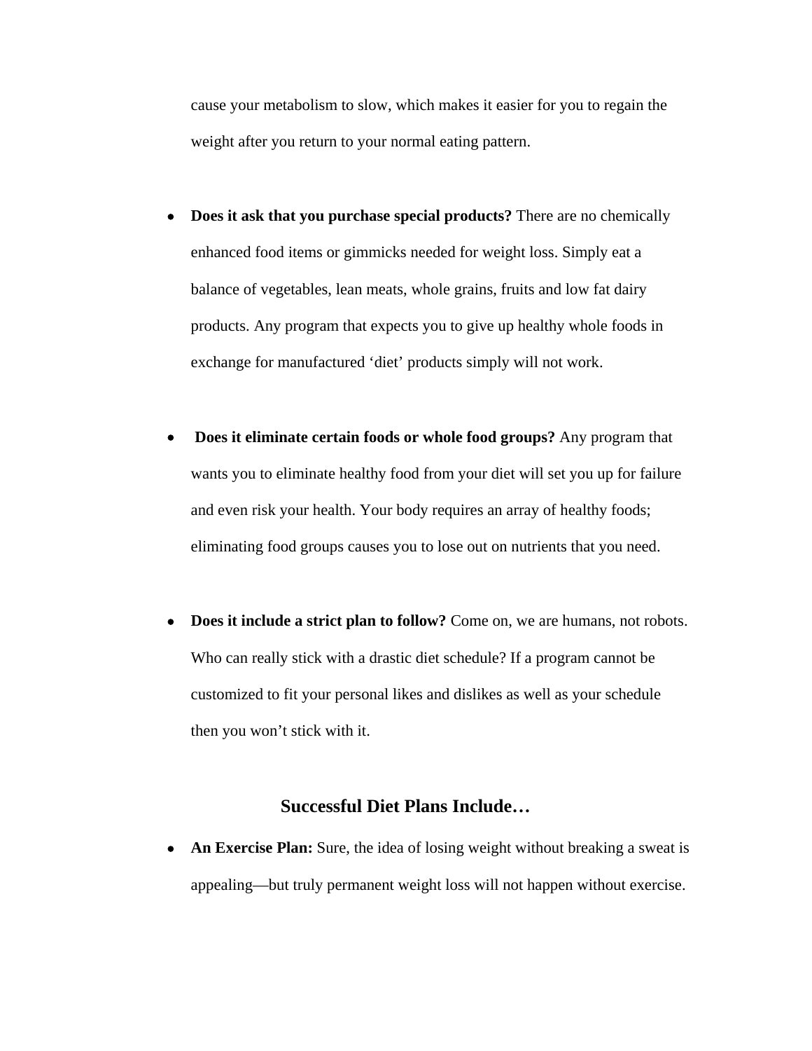cause your metabolism to slow, which makes it easier for you to regain the weight after you return to your normal eating pattern.

- **Does it ask that you purchase special products?** There are no chemically enhanced food items or gimmicks needed for weight loss. Simply eat a balance of vegetables, lean meats, whole grains, fruits and low fat dairy products. Any program that expects you to give up healthy whole foods in exchange for manufactured 'diet' products simply will not work.

- **Does it eliminate certain foods or whole food groups?** Any program that wants you to eliminate healthy food from your diet will set you up for failure and even risk your health. Your body requires an array of healthy foods; eliminating food groups causes you to lose out on nutrients that you need.

- **Does it include a strict plan to follow?** Come on, we are humans, not robots. Who can really stick with a drastic diet schedule? If a program cannot be customized to fit your personal likes and dislikes as well as your schedule then you won't stick with it.

## Successful Diet Plans Include…

- **An Exercise Plan:** Sure, the idea of losing weight without breaking a sweat is appealing—but truly permanent weight loss will not happen without exercise.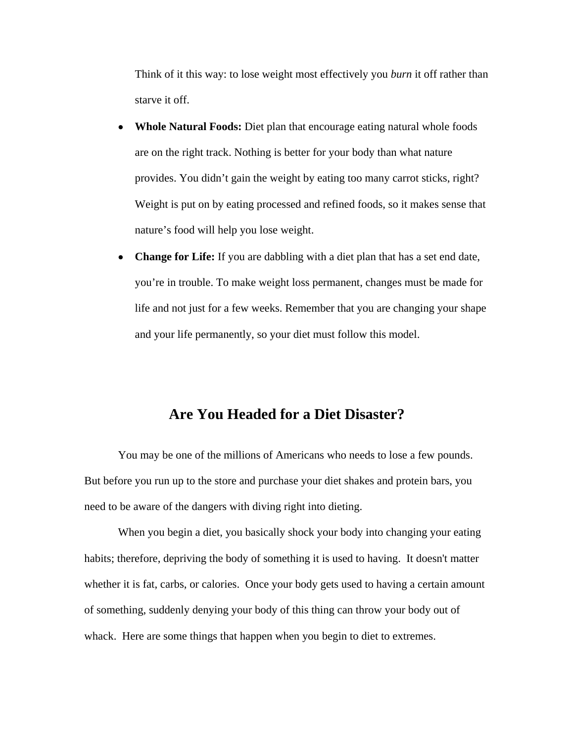Think of it this way: to lose weight most effectively you *burn* it off rather than starve it off.

- **Whole Natural Foods:** Diet plan that encourage eating natural whole foods are on the right track. Nothing is better for your body than what nature provides. You didn't gain the weight by eating too many carrot sticks, right? Weight is put on by eating processed and refined foods, so it makes sense that nature's food will help you lose weight.
- **Change for Life:** If you are dabbling with a diet plan that has a set end date, you're in trouble. To make weight loss permanent, changes must be made for life and not just for a few weeks. Remember that you are changing your shape and your life permanently, so your diet must follow this model.

## Are You Headed for a Diet Disaster?

You may be one of the millions of Americans who needs to lose a few pounds. But before you run up to the store and purchase your diet shakes and protein bars, you need to be aware of the dangers with diving right into dieting.

When you begin a diet, you basically shock your body into changing your eating habits; therefore, depriving the body of something it is used to having. It doesn't matter whether it is fat, carbs, or calories. Once your body gets used to having a certain amount of something, suddenly denying your body of this thing can throw your body out of whack. Here are some things that happen when you begin to diet to extremes.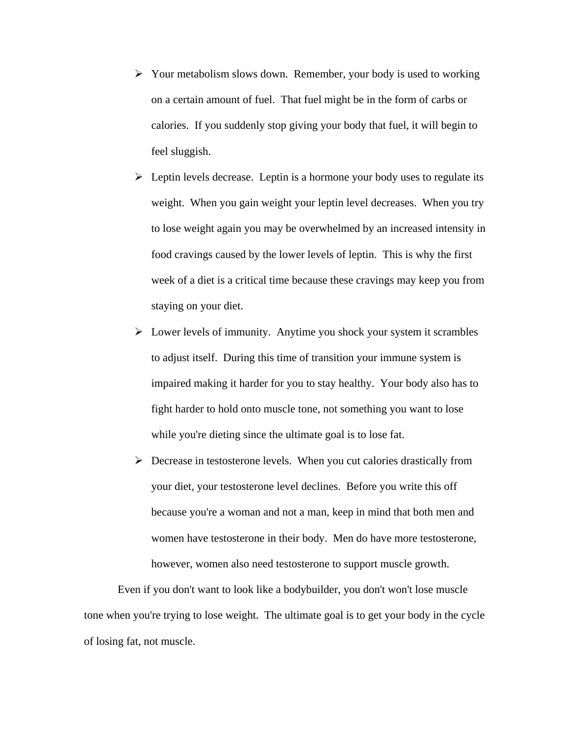- Your metabolism slows down.  Remember, your body is used to working on a certain amount of fuel.  That fuel might be in the form of carbs or calories.  If you suddenly stop giving your body that fuel, it will begin to feel sluggish.
- Leptin levels decrease.  Leptin is a hormone your body uses to regulate its weight.  When you gain weight your leptin level decreases.  When you try to lose weight again you may be overwhelmed by an increased intensity in food cravings caused by the lower levels of leptin.  This is why the first week of a diet is a critical time because these cravings may keep you from staying on your diet.
- Lower levels of immunity.  Anytime you shock your system it scrambles to adjust itself.  During this time of transition your immune system is impaired making it harder for you to stay healthy.  Your body also has to fight harder to hold onto muscle tone, not something you want to lose while you're dieting since the ultimate goal is to lose fat.
- Decrease in testosterone levels.  When you cut calories drastically from your diet, your testosterone level declines.  Before you write this off because you're a woman and not a man, keep in mind that both men and women have testosterone in their body.  Men do have more testosterone, however, women also need testosterone to support muscle growth.

Even if you don't want to look like a bodybuilder, you don't won't lose muscle tone when you're trying to lose weight.  The ultimate goal is to get your body in the cycle of losing fat, not muscle.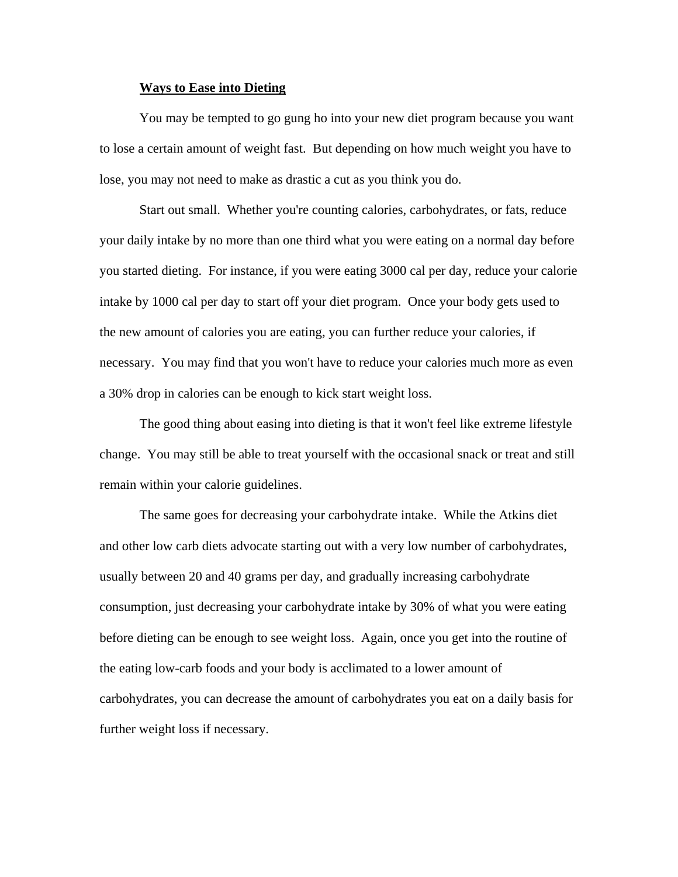**Ways to Ease into Dieting**

You may be tempted to go gung ho into your new diet program because you want to lose a certain amount of weight fast. But depending on how much weight you have to lose, you may not need to make as drastic a cut as you think you do.

Start out small. Whether you're counting calories, carbohydrates, or fats, reduce your daily intake by no more than one third what you were eating on a normal day before you started dieting. For instance, if you were eating 3000 cal per day, reduce your calorie intake by 1000 cal per day to start off your diet program. Once your body gets used to the new amount of calories you are eating, you can further reduce your calories, if necessary. You may find that you won't have to reduce your calories much more as even a 30% drop in calories can be enough to kick start weight loss.

The good thing about easing into dieting is that it won't feel like extreme lifestyle change. You may still be able to treat yourself with the occasional snack or treat and still remain within your calorie guidelines.

The same goes for decreasing your carbohydrate intake. While the Atkins diet and other low carb diets advocate starting out with a very low number of carbohydrates, usually between 20 and 40 grams per day, and gradually increasing carbohydrate consumption, just decreasing your carbohydrate intake by 30% of what you were eating before dieting can be enough to see weight loss. Again, once you get into the routine of the eating low-carb foods and your body is acclimated to a lower amount of carbohydrates, you can decrease the amount of carbohydrates you eat on a daily basis for further weight loss if necessary.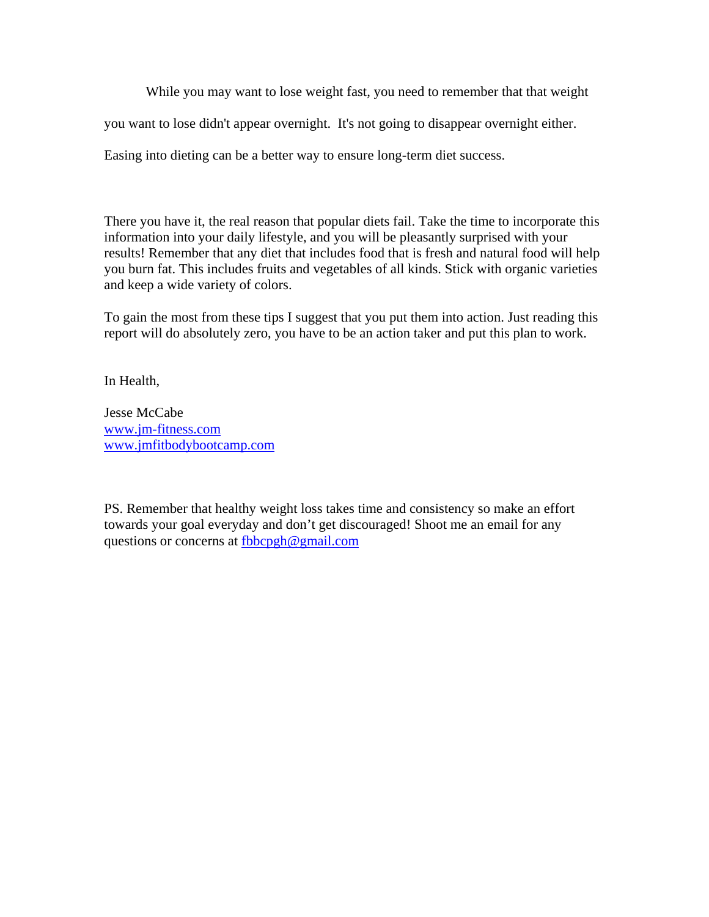While you may want to lose weight fast, you need to remember that that weight you want to lose didn't appear overnight. It's not going to disappear overnight either. Easing into dieting can be a better way to ensure long-term diet success.

There you have it, the real reason that popular diets fail. Take the time to incorporate this information into your daily lifestyle, and you will be pleasantly surprised with your results! Remember that any diet that includes food that is fresh and natural food will help you burn fat. This includes fruits and vegetables of all kinds. Stick with organic varieties and keep a wide variety of colors.

To gain the most from these tips I suggest that you put them into action. Just reading this report will do absolutely zero, you have to be an action taker and put this plan to work.

In Health,

Jesse McCabe
www.jm-fitness.com
www.jmfitbodybootcamp.com

PS. Remember that healthy weight loss takes time and consistency so make an effort towards your goal everyday and don't get discouraged! Shoot me an email for any questions or concerns at fbbcpgh@gmail.com